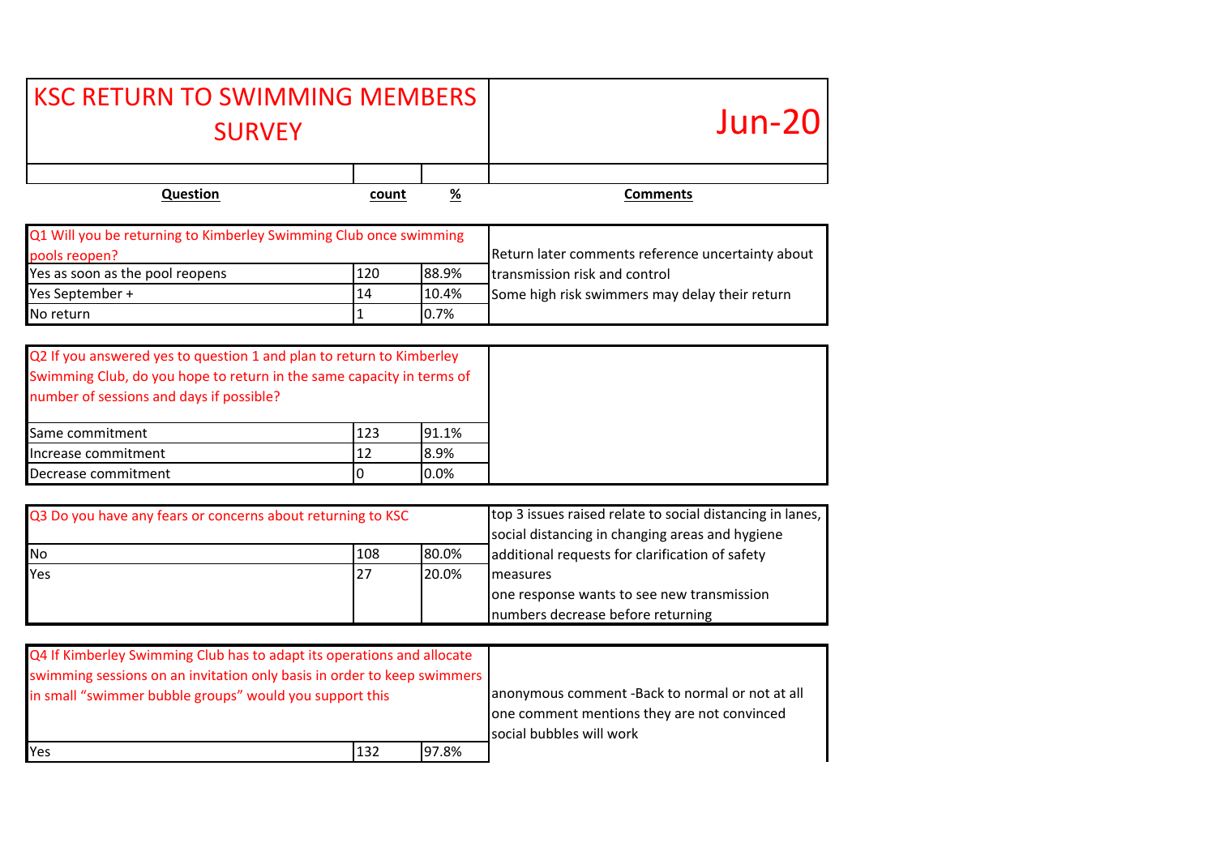# KSC RETURN TO SWIMMING MEMBERS SURVEY

**Jun-20**

| Question | count | % | Comments |
|---|---|---|---|
| **Q1 Will you be returning to Kimberley Swimming Club once swimming pools reopen?** | | | Return later comments reference uncertainty about transmission risk and control<br>Some high risk swimmers may delay their return |
| Yes as soon as the pool reopens | 120 | 88.9% | |
| Yes September + | 14 | 10.4% | |
| No return | 1 | 0.7% | |
| **Q2 If you answered yes to question 1 and plan to return to Kimberley Swimming Club, do you hope to return in the same capacity in terms of number of sessions and days if possible?** | | | |
| Same commitment | 123 | 91.1% | |
| Increase commitment | 12 | 8.9% | |
| Decrease commitment | 0 | 0.0% | |
| **Q3 Do you have any fears or concerns about returning to KSC** | | | top 3 issues raised relate to social distancing in lanes, social distancing in changing areas and hygiene<br>additional requests for clarification of safety measures<br>one response wants to see new transmission numbers decrease before returning |
| No | 108 | 80.0% | |
| Yes | 27 | 20.0% | |
| **Q4 If Kimberley Swimming Club has to adapt its operations and allocate swimming sessions on an invitation only basis in order to keep swimmers in small "swimmer bubble groups" would you support this** | | | anonymous comment -Back to normal or not at all<br>one comment mentions they are not convinced social bubbles will work |
| Yes | 132 | 97.8% | |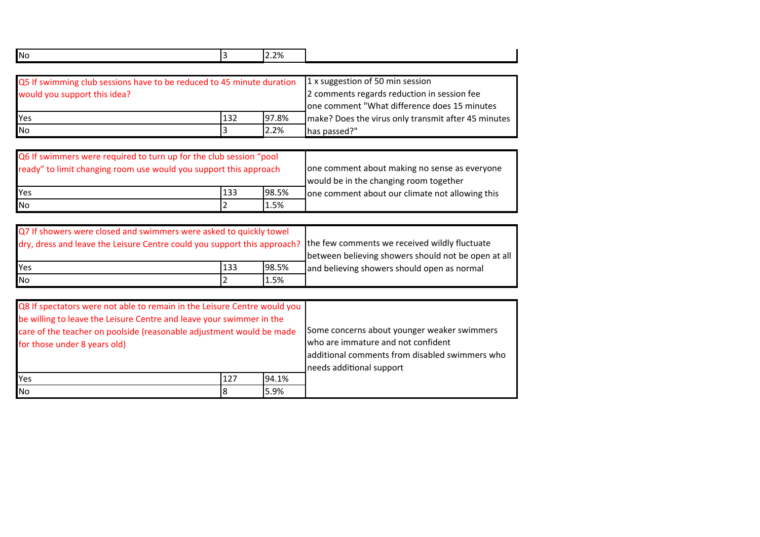| No | 3 | 2.2% | |
|---|---|---|---|

| Q5 If swimming club sessions have to be reduced to 45 minute duration would you support this idea? | | | 1 x suggestion of 50 min session<br>2 comments regards reduction in session fee<br>one comment "What difference does 15 minutes make? Does the virus only transmit after 45 minutes has passed?" |
|---|---|---|---|
| Yes | 132 | 97.8% | |
| No | 3 | 2.2% | |

| Q6 If swimmers were required to turn up for the club session "pool ready" to limit changing room use would you support this approach | | | one comment about making no sense as everyone would be in the changing room together<br>one comment about our climate not allowing this |
|---|---|---|---|
| Yes | 133 | 98.5% | |
| No | 2 | 1.5% | |

| Q7 If showers were closed and swimmers were asked to quickly towel dry, dress and leave the Leisure Centre could you support this approach? | | | the few comments we received wildly fluctuate between believing showers should not be open at all and believing showers should open as normal |
|---|---|---|---|
| Yes | 133 | 98.5% | |
| No | 2 | 1.5% | |

| Q8 If spectators were not able to remain in the Leisure Centre would you be willing to leave the Leisure Centre and leave your swimmer in the care of the teacher on poolside (reasonable adjustment would be made for those under 8 years old) | | | Some concerns about younger weaker swimmers who are immature and not confident<br>additional comments from disabled swimmers who needs additional support |
|---|---|---|---|
| Yes | 127 | 94.1% | |
| No | 8 | 5.9% | |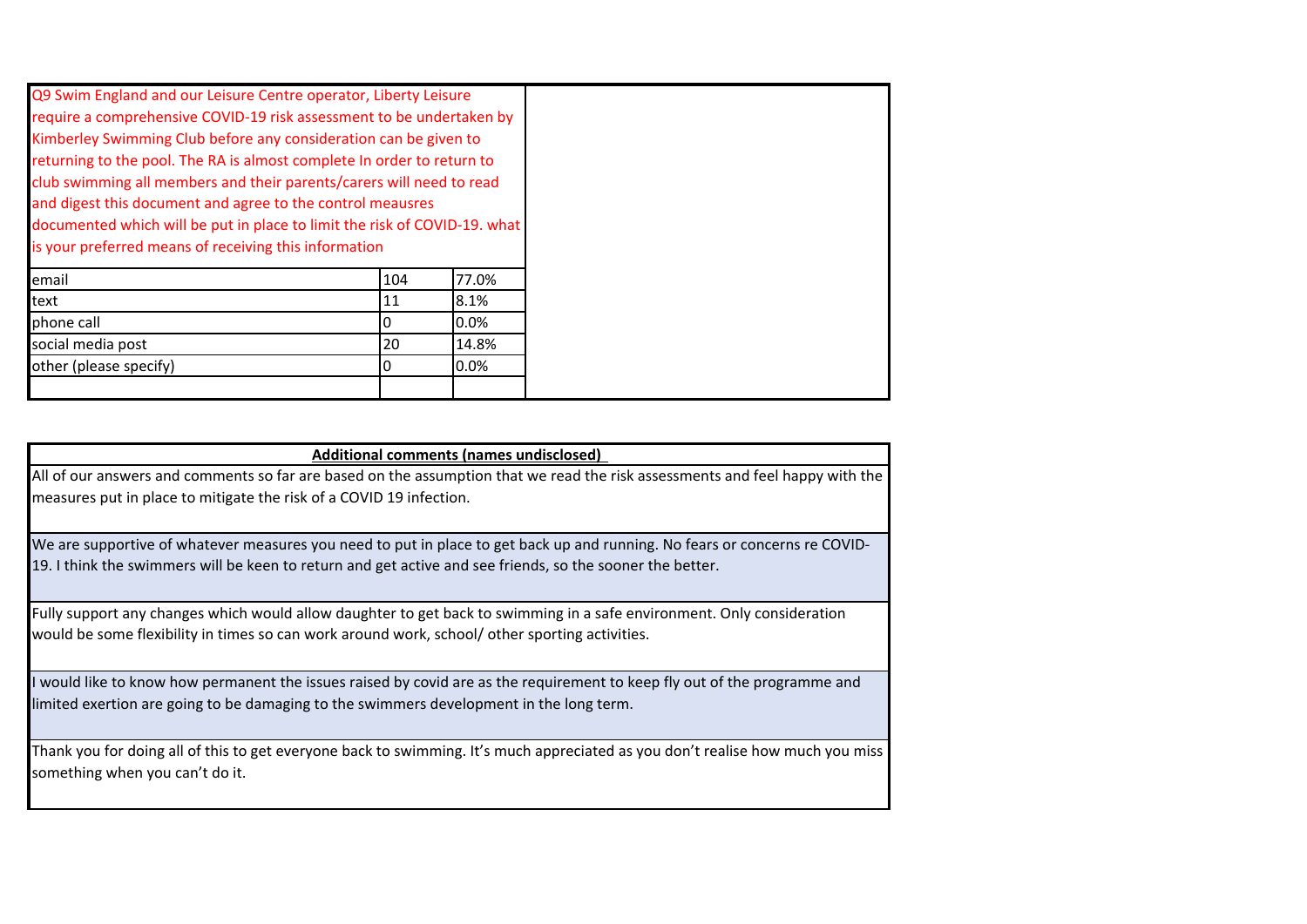| Q9 Swim England and our Leisure Centre operator, Liberty Leisure require a comprehensive COVID-19 risk assessment to be undertaken by Kimberley Swimming Club before any consideration can be given to returning to the pool. The RA is almost complete In order to return to club swimming all members and their parents/carers will need to read and digest this document and agree to the control meausres documented which will be put in place to limit the risk of COVID-19. what is your preferred means of receiving this information | | |
|---|---|---|
| email | 104 | 77.0% |
| text | 11 | 8.1% |
| phone call | 0 | 0.0% |
| social media post | 20 | 14.8% |
| other (please specify) | 0 | 0.0% |
| | | |

| **Additional comments (names undisclosed)** |
|---|
| All of our answers and comments so far are based on the assumption that we read the risk assessments and feel happy with the measures put in place to mitigate the risk of a COVID 19 infection. |
| We are supportive of whatever measures you need to put in place to get back up and running. No fears or concerns re COVID-19. I think the swimmers will be keen to return and get active and see friends, so the sooner the better. |
| Fully support any changes which would allow daughter to get back to swimming in a safe environment. Only consideration would be some flexibility in times so can work around work, school/ other sporting activities. |
| I would like to know how permanent the issues raised by covid are as the requirement to keep fly out of the programme and limited exertion are going to be damaging to the swimmers development in the long term. |
| Thank you for doing all of this to get everyone back to swimming. It's much appreciated as you don't realise how much you miss something when you can't do it. |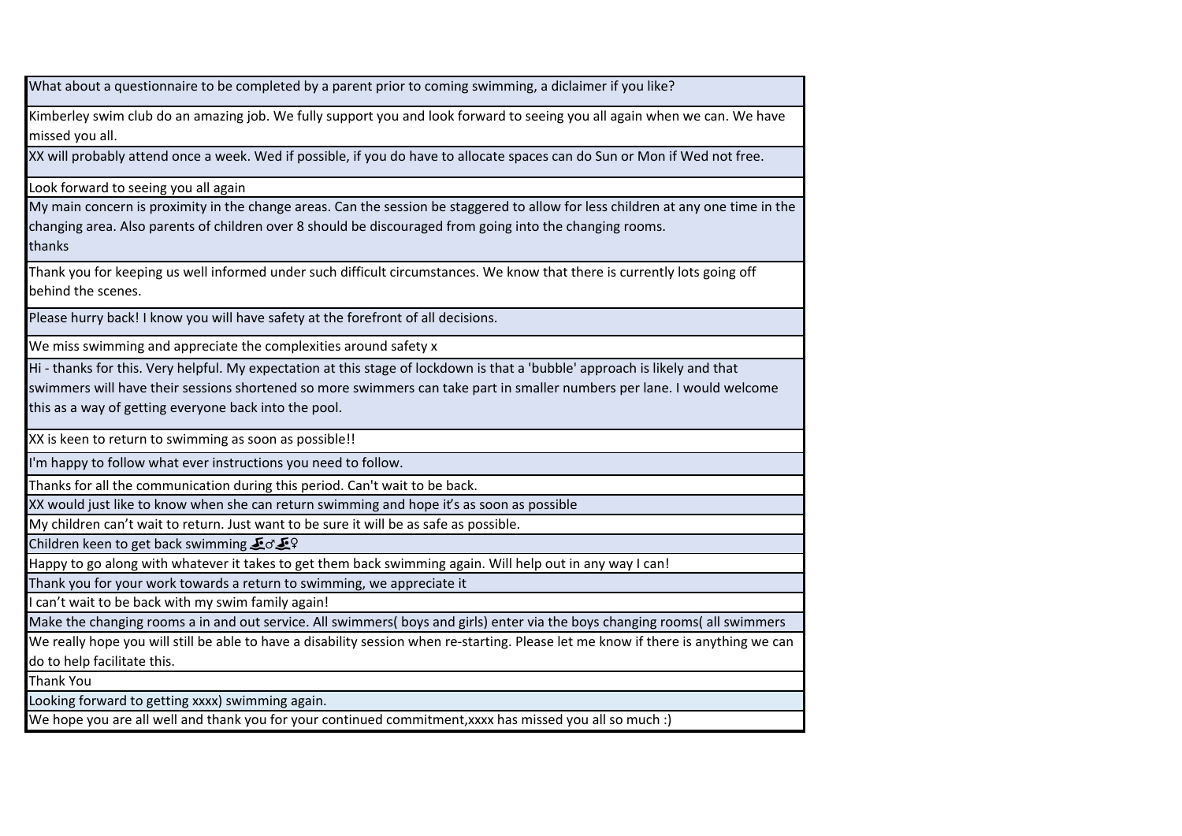| |
|---|
| What about a questionnaire to be completed by a parent prior to coming swimming, a diclaimer if you like? |
| Kimberley swim club do an amazing job. We fully support you and look forward to seeing you all again when we can. We have missed you all. |
| XX will probably attend once a week. Wed if possible, if you do have to allocate spaces can do Sun or Mon if Wed not free. |
| Look forward to seeing you all again |
| My main concern is proximity in the change areas. Can the session be staggered to allow for less children at any one time in the changing area. Also parents of children over 8 should be discouraged from going into the changing rooms. thanks |
| Thank you for keeping us well informed under such difficult circumstances. We know that there is currently lots going off behind the scenes. |
| Please hurry back! I know you will have safety at the forefront of all decisions. |
| We miss swimming and appreciate the complexities around safety x |
| Hi - thanks for this. Very helpful. My expectation at this stage of lockdown is that a 'bubble' approach is likely and that swimmers will have their sessions shortened so more swimmers can take part in smaller numbers per lane. I would welcome this as a way of getting everyone back into the pool. |
| XX is keen to return to swimming as soon as possible!! |
| I'm happy to follow what ever instructions you need to follow. |
| Thanks for all the communication during this period. Can't wait to be back. |
| XX would just like to know when she can return swimming and hope it's as soon as possible |
| My children can't wait to return. Just want to be sure it will be as safe as possible. |
| Children keen to get back swimming 🏊‍♂️🏊‍♀️ |
| Happy to go along with whatever it takes to get them back swimming again. Will help out in any way I can! |
| Thank you for your work towards a return to swimming, we appreciate it |
| I can't wait to be back with my swim family again! |
| Make the changing rooms a in and out service. All swimmers( boys and girls) enter via the boys changing rooms( all swimmers |
| We really hope you will still be able to have a disability session when re-starting. Please let me know if there is anything we can do to help facilitate this. |
| Thank You |
| Looking forward to getting xxxx) swimming again. |
| We hope you are all well and thank you for your continued commitment,xxxx has missed you all so much :) |